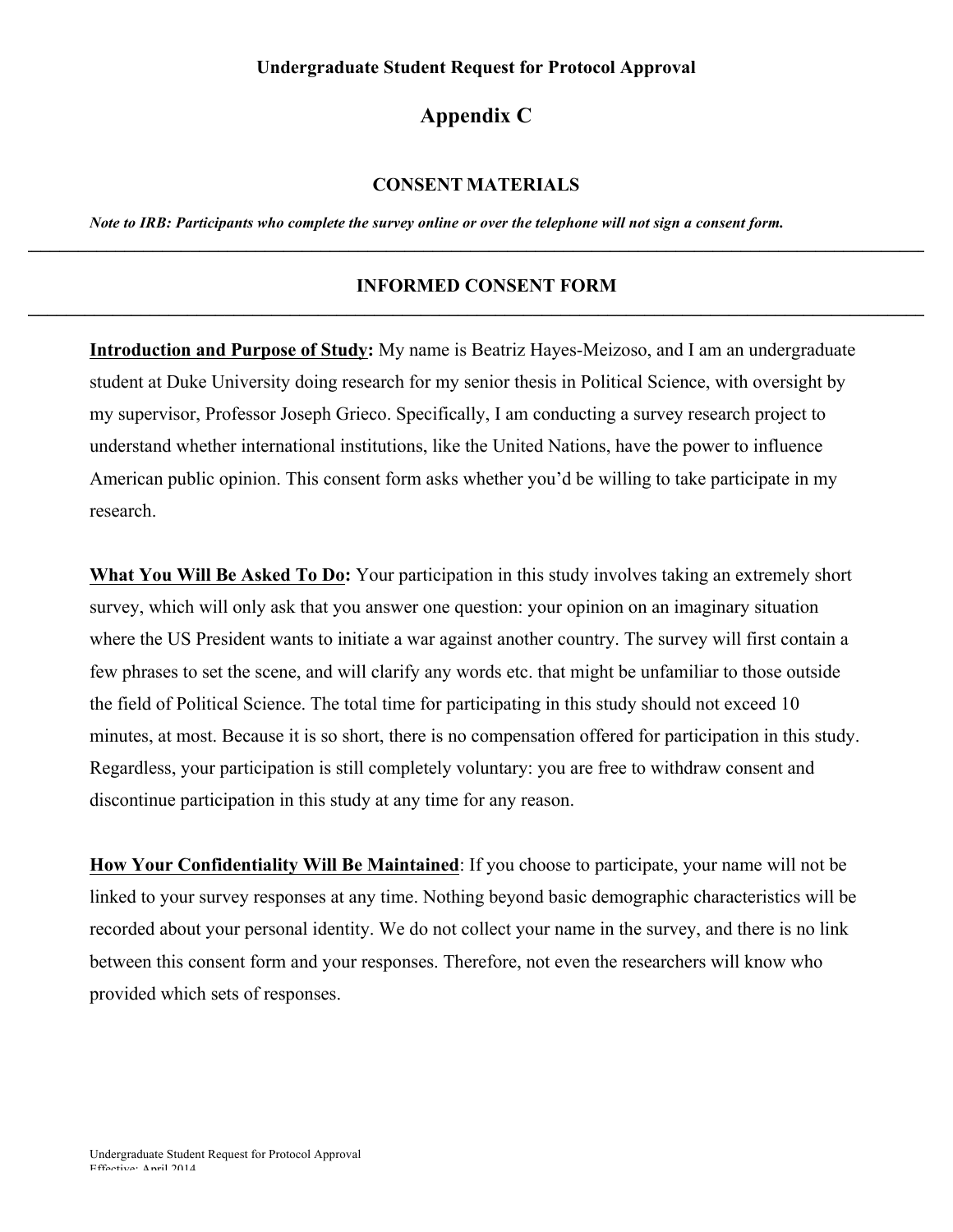**Undergraduate Student Request for Protocol Approval**

# Appendix C

## CONSENT MATERIALS

***Note to IRB: Participants who complete the survey online or over the telephone will not sign a consent form.***

---

## INFORMED CONSENT FORM

---

**Introduction and Purpose of Study:** My name is Beatriz Hayes-Meizoso, and I am an undergraduate student at Duke University doing research for my senior thesis in Political Science, with oversight by my supervisor, Professor Joseph Grieco. Specifically, I am conducting a survey research project to understand whether international institutions, like the United Nations, have the power to influence American public opinion. This consent form asks whether you'd be willing to take participate in my research.

**What You Will Be Asked To Do:** Your participation in this study involves taking an extremely short survey, which will only ask that you answer one question: your opinion on an imaginary situation where the US President wants to initiate a war against another country. The survey will first contain a few phrases to set the scene, and will clarify any words etc. that might be unfamiliar to those outside the field of Political Science. The total time for participating in this study should not exceed 10 minutes, at most. Because it is so short, there is no compensation offered for participation in this study. Regardless, your participation is still completely voluntary: you are free to withdraw consent and discontinue participation in this study at any time for any reason.

**How Your Confidentiality Will Be Maintained**: If you choose to participate, your name will not be linked to your survey responses at any time. Nothing beyond basic demographic characteristics will be recorded about your personal identity. We do not collect your name in the survey, and there is no link between this consent form and your responses. Therefore, not even the researchers will know who provided which sets of responses.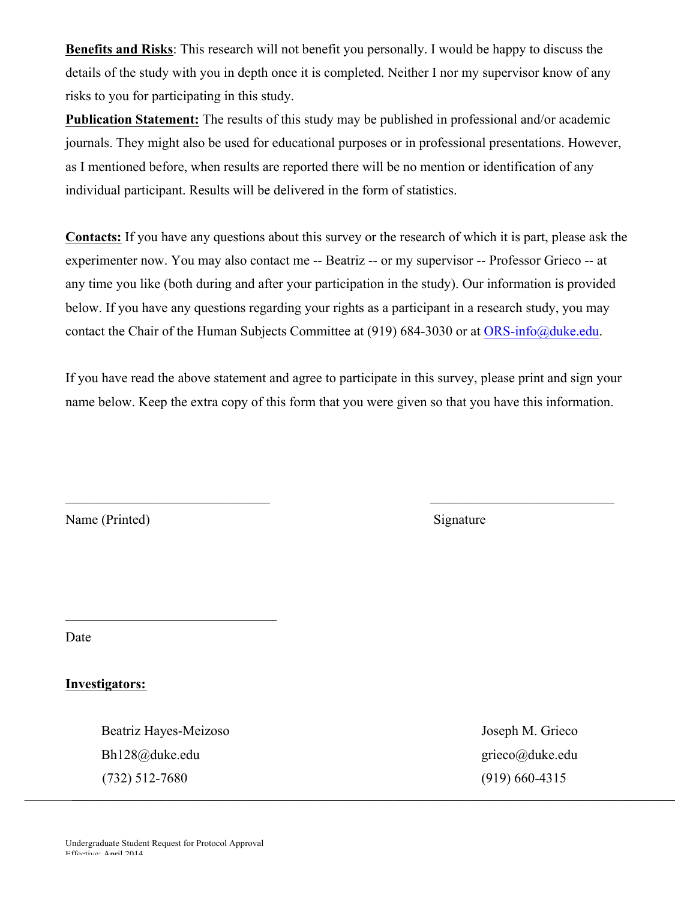**Benefits and Risks**: This research will not benefit you personally. I would be happy to discuss the details of the study with you in depth once it is completed. Neither I nor my supervisor know of any risks to you for participating in this study.

**Publication Statement:** The results of this study may be published in professional and/or academic journals. They might also be used for educational purposes or in professional presentations. However, as I mentioned before, when results are reported there will be no mention or identification of any individual participant. Results will be delivered in the form of statistics.

**Contacts:** If you have any questions about this survey or the research of which it is part, please ask the experimenter now. You may also contact me -- Beatriz -- or my supervisor -- Professor Grieco -- at any time you like (both during and after your participation in the study). Our information is provided below. If you have any questions regarding your rights as a participant in a research study, you may contact the Chair of the Human Subjects Committee at (919) 684-3030 or at ORS-info@duke.edu.

If you have read the above statement and agree to participate in this survey, please print and sign your name below. Keep the extra copy of this form that you were given so that you have this information.

_______________________________ _______________________________

Name (Printed) Signature

_______________________________

Date

**Investigators:**

Beatriz Hayes-Meizoso
Bh128@duke.edu
(732) 512-7680

Joseph M. Grieco
grieco@duke.edu
(919) 660-4315